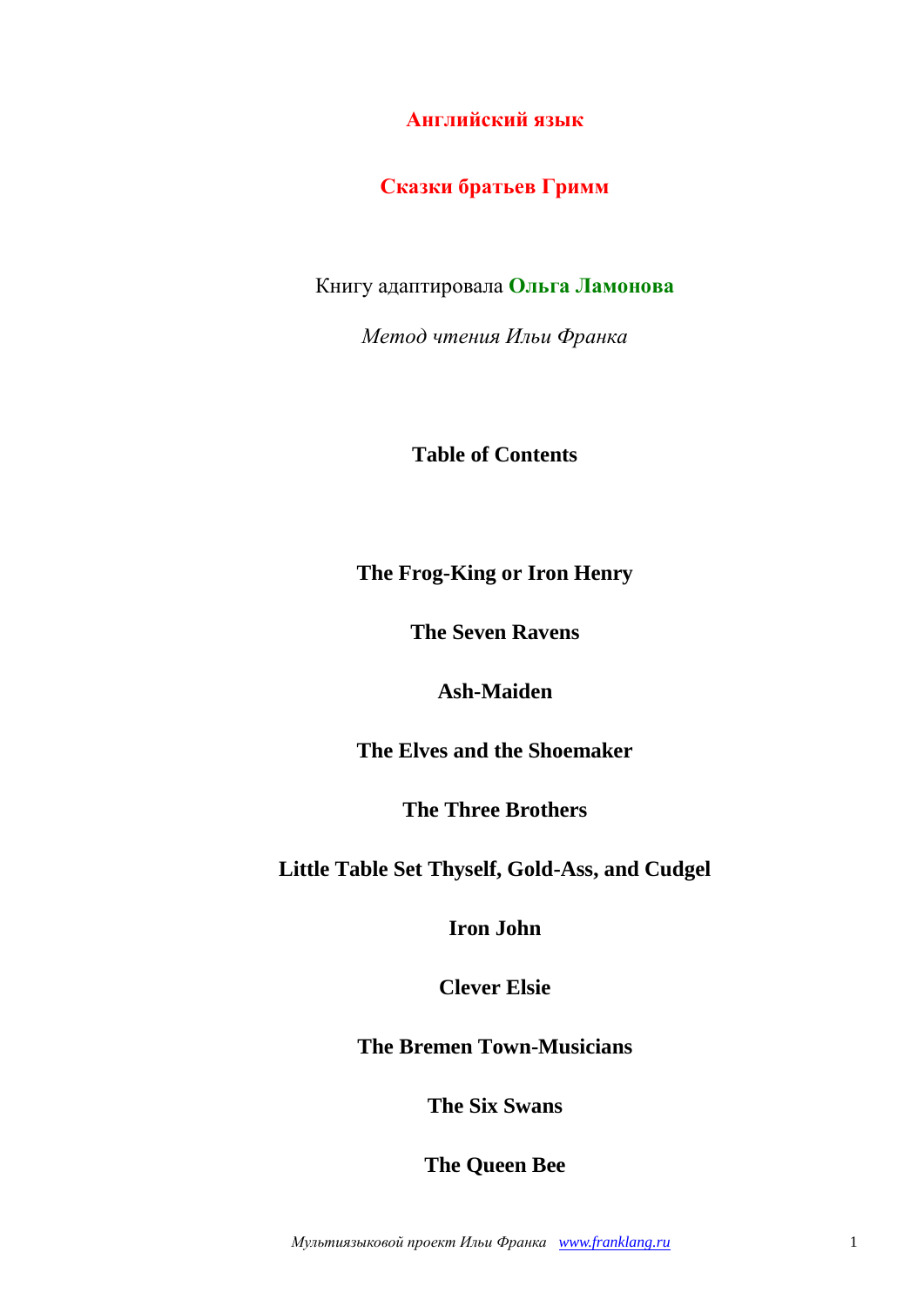# Английский язык

# Сказки братьев Гримм

Книгу адаптировала **Ольга Ламонова**

*Метод чтения Ильи Франка*

## Table of Contents

**The Frog-King or Iron Henry**

**The Seven Ravens**

**Ash-Maiden**

**The Elves and the Shoemaker**

**The Three Brothers**

**Little Table Set Thyself, Gold-Ass, and Cudgel**

**Iron John**

**Clever Elsie**

**The Bremen Town-Musicians**

**The Six Swans**

**The Queen Bee**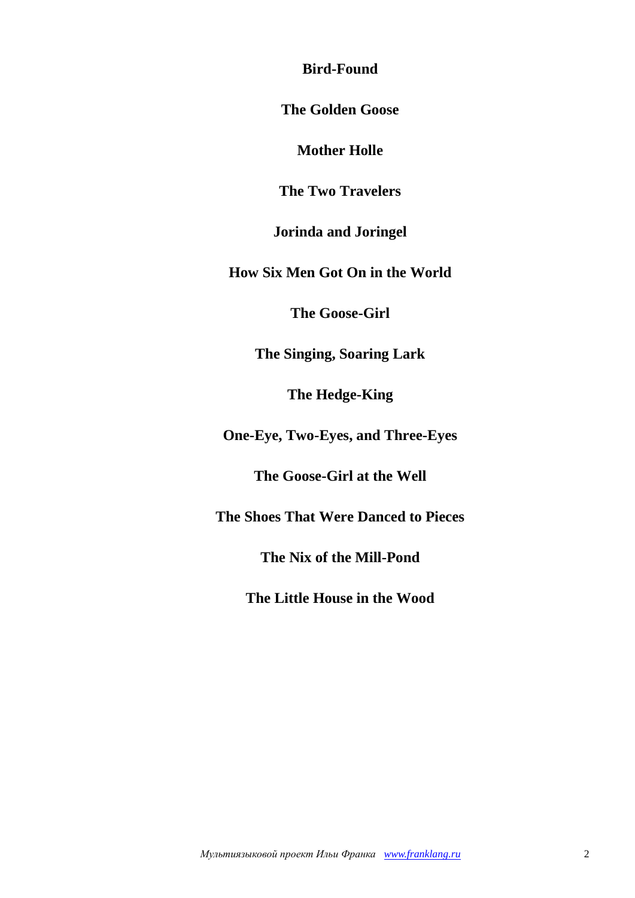**Bird-Found**

**The Golden Goose**

**Mother Holle**

**The Two Travelers**

**Jorinda and Joringel**

**How Six Men Got On in the World**

**The Goose-Girl**

**The Singing, Soaring Lark**

**The Hedge-King**

**One-Eye, Two-Eyes, and Three-Eyes**

**The Goose-Girl at the Well**

**The Shoes That Were Danced to Pieces**

**The Nix of the Mill-Pond**

**The Little House in the Wood**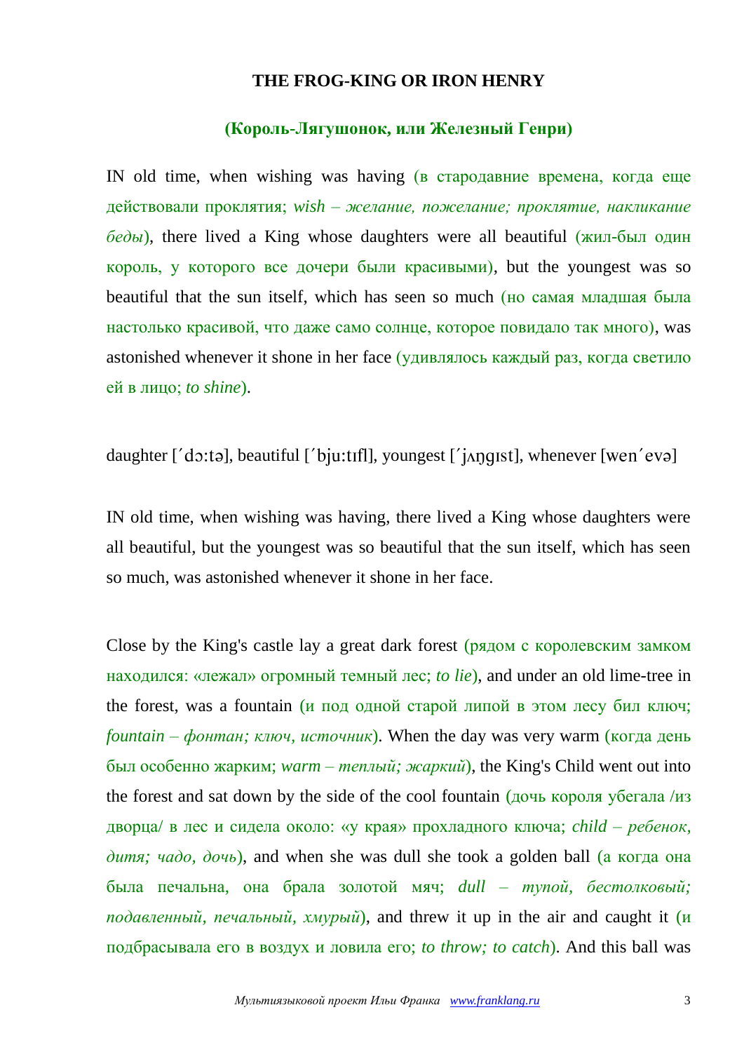**THE FROG-KING OR IRON HENRY**

**(Король-Лягушонок, или Железный Генри)**

IN old time, when wishing was having (в стародавние времена, когда еще действовали проклятия; *wish – желание, пожелание; проклятие, накликание беды*), there lived a King whose daughters were all beautiful (жил-был один король, у которого все дочери были красивыми), but the youngest was so beautiful that the sun itself, which has seen so much (но самая младшая была настолько красивой, что даже само солнце, которое повидало так много), was astonished whenever it shone in her face (удивлялось каждый раз, когда светило ей в лицо; *to shine*).

daughter [ˊdɔ:tə], beautiful [ˊbju:tɪfl], youngest [ˊjʌŋgɪst], whenever [wenˊevə]

IN old time, when wishing was having, there lived a King whose daughters were all beautiful, but the youngest was so beautiful that the sun itself, which has seen so much, was astonished whenever it shone in her face.

Close by the King's castle lay a great dark forest (рядом с королевским замком находился: «лежал» огромный темный лес; *to lie*), and under an old lime-tree in the forest, was a fountain (и под одной старой липой в этом лесу бил ключ; *fountain – фонтан; ключ, источник*). When the day was very warm (когда день был особенно жарким; *warm – теплый; жаркий*), the King's Child went out into the forest and sat down by the side of the cool fountain (дочь короля убегала /из дворца/ в лес и сидела около: «у края» прохладного ключа; *child – ребенок, дитя; чадо, дочь*), and when she was dull she took a golden ball (а когда она была печальна, она брала золотой мяч; *dull – тупой, бестолковый; подавленный, печальный, хмурый*), and threw it up in the air and caught it (и подбрасывала его в воздух и ловила его; *to throw; to catch*). And this ball was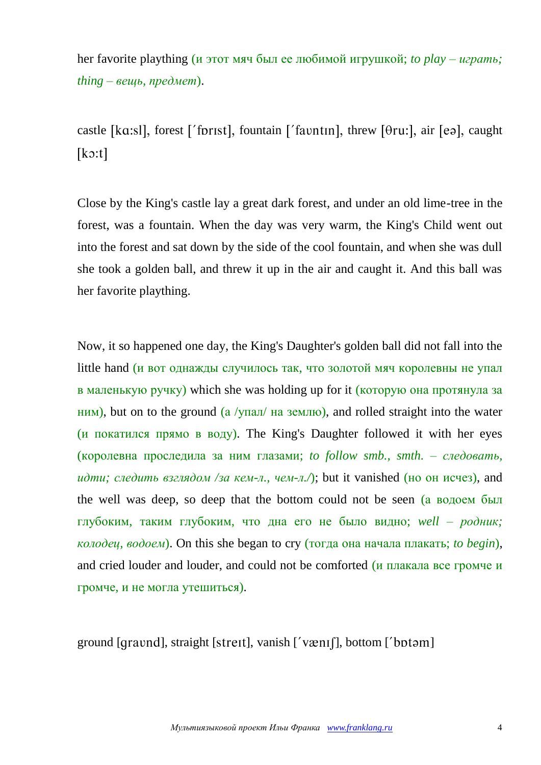her favorite plaything (и этот мяч был ее любимой игрушкой; *to play – играть; thing – вещь, предмет*).

castle [kɑ:sl], forest [΄fɒrɪst], fountain [΄faʊntɪn], threw [θru:], air [eə], caught [kɔ:t]

Close by the King's castle lay a great dark forest, and under an old lime-tree in the forest, was a fountain. When the day was very warm, the King's Child went out into the forest and sat down by the side of the cool fountain, and when she was dull she took a golden ball, and threw it up in the air and caught it. And this ball was her favorite plaything.

Now, it so happened one day, the King's Daughter's golden ball did not fall into the little hand (и вот однажды случилось так, что золотой мяч королевны не упал в маленькую ручку) which she was holding up for it (которую она протянула за ним), but on to the ground (а /упал/ на землю), and rolled straight into the water (и покатился прямо в воду). The King's Daughter followed it with her eyes (королевна проследила за ним глазами; *to follow smb., smth. – следовать, идти; следить взглядом /за кем-л., чем-л./*); but it vanished (но он исчез), and the well was deep, so deep that the bottom could not be seen (а водоем был глубоким, таким глубоким, что дна его не было видно; *well – родник; колодец, водоем*). On this she began to cry (тогда она начала плакать; *to begin*), and cried louder and louder, and could not be comforted (и плакала все громче и громче, и не могла утешиться).

ground [graʊnd], straight [streɪt], vanish [΄vænɪʃ], bottom [΄bɒtəm]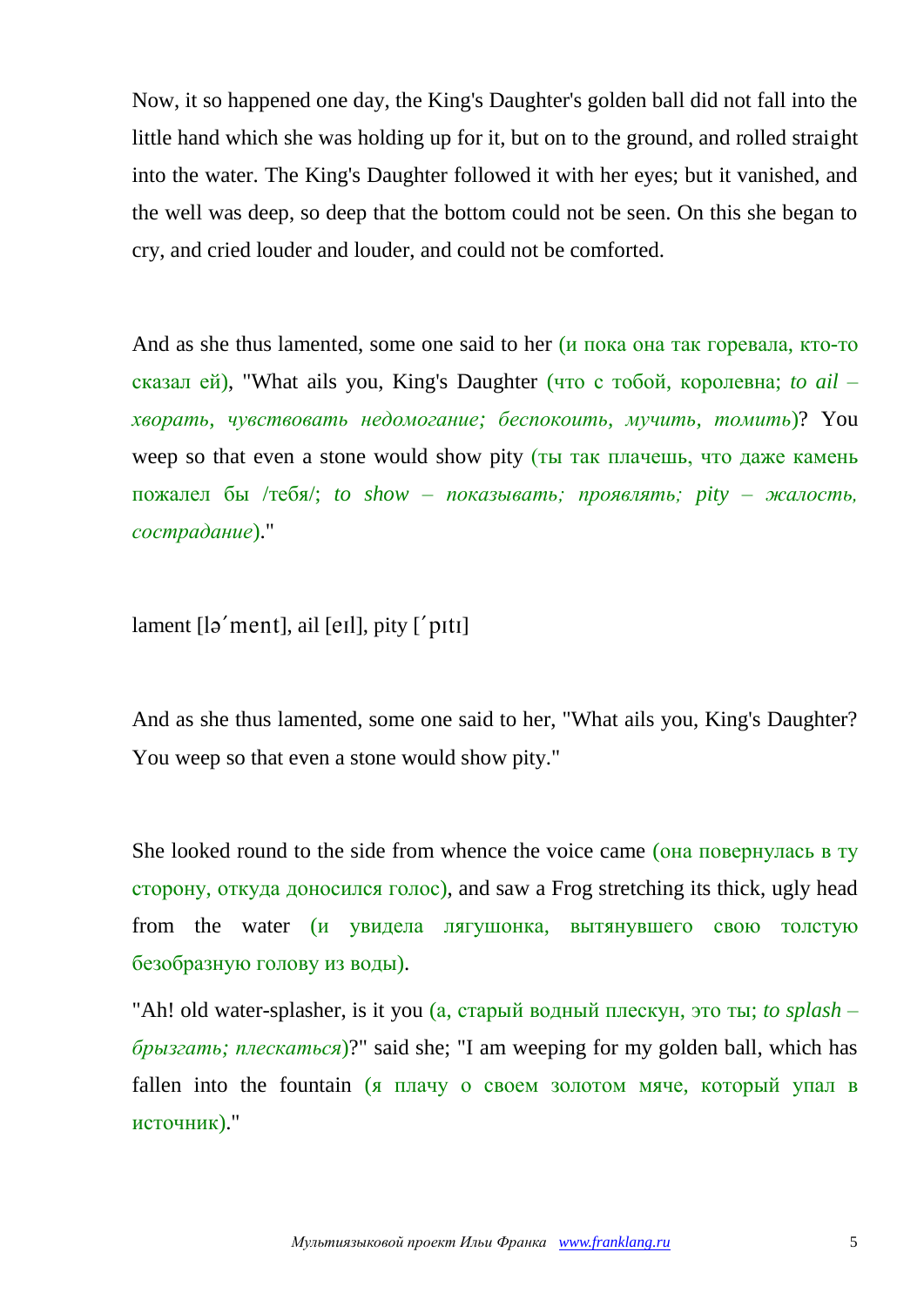Now, it so happened one day, the King's Daughter's golden ball did not fall into the little hand which she was holding up for it, but on to the ground, and rolled straight into the water. The King's Daughter followed it with her eyes; but it vanished, and the well was deep, so deep that the bottom could not be seen. On this she began to cry, and cried louder and louder, and could not be comforted.

And as she thus lamented, some one said to her (и пока она так горевала, кто-то сказал ей), "What ails you, King's Daughter (что с тобой, королевна; *to ail – хворать, чувствовать недомогание; беспокоить, мучить, томить*)? You weep so that even a stone would show pity (ты так плачешь, что даже камень пожалел бы /тебя/; *to show – показывать; проявлять; pity – жалость, сострадание*)."

lament [ləˊment], ail [eɪl], pity [ˊpɪtɪ]

And as she thus lamented, some one said to her, "What ails you, King's Daughter? You weep so that even a stone would show pity."

She looked round to the side from whence the voice came (она повернулась в ту сторону, откуда доносился голос), and saw a Frog stretching its thick, ugly head from the water (и увидела лягушонка, вытянувшего свою толстую безобразную голову из воды).

"Ah! old water-splasher, is it you (а, старый водный плескун, это ты; *to splash – брызгать; плескаться*)?" said she; "I am weeping for my golden ball, which has fallen into the fountain (я плачу о своем золотом мяче, который упал в источник)."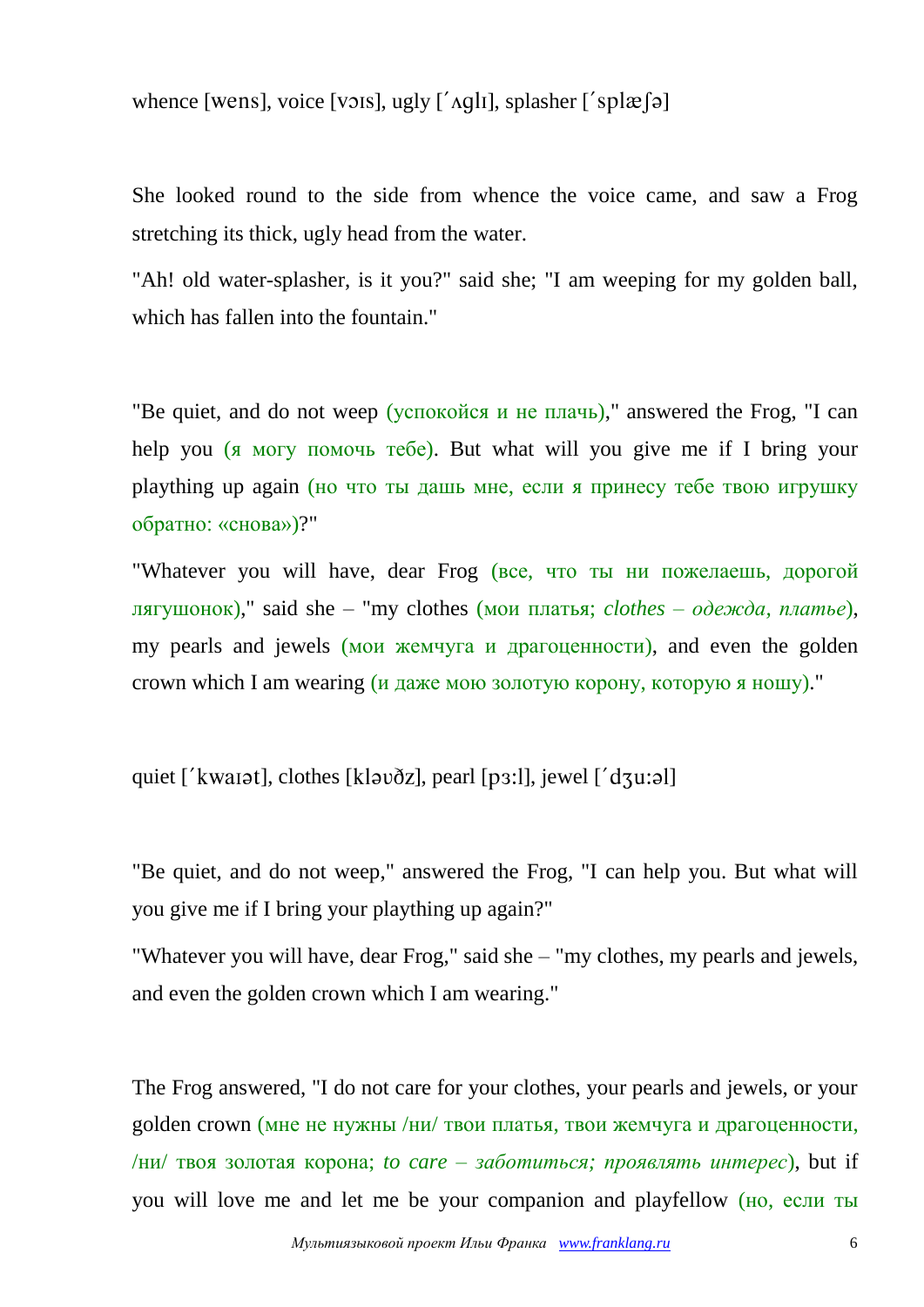whence [wens], voice [vɔɪs], ugly [´ʌglɪ], splasher [´splæʃə]

She looked round to the side from whence the voice came, and saw a Frog stretching its thick, ugly head from the water.

"Ah! old water-splasher, is it you?" said she; "I am weeping for my golden ball, which has fallen into the fountain."

"Be quiet, and do not weep (успокойся и не плачь)," answered the Frog, "I can help you (я могу помочь тебе). But what will you give me if I bring your plaything up again (но что ты дашь мне, если я принесу тебе твою игрушку обратно: «снова»)?"

"Whatever you will have, dear Frog (все, что ты ни пожелаешь, дорогой лягушонок)," said she – "my clothes (мои платья; *clothes – одежда, платье*), my pearls and jewels (мои жемчуга и драгоценности), and even the golden crown which I am wearing (и даже мою золотую корону, которую я ношу)."

quiet [´kwaɪət], clothes [kləʊðz], pearl [pɜ:l], jewel [´dʒu:əl]

"Be quiet, and do not weep," answered the Frog, "I can help you. But what will you give me if I bring your plaything up again?"

"Whatever you will have, dear Frog," said she – "my clothes, my pearls and jewels, and even the golden crown which I am wearing."

The Frog answered, "I do not care for your clothes, your pearls and jewels, or your golden crown (мне не нужны /ни/ твои платья, твои жемчуга и драгоценности, /ни/ твоя золотая корона; *to care – заботиться; проявлять интерес*), but if you will love me and let me be your companion and playfellow (но, если ты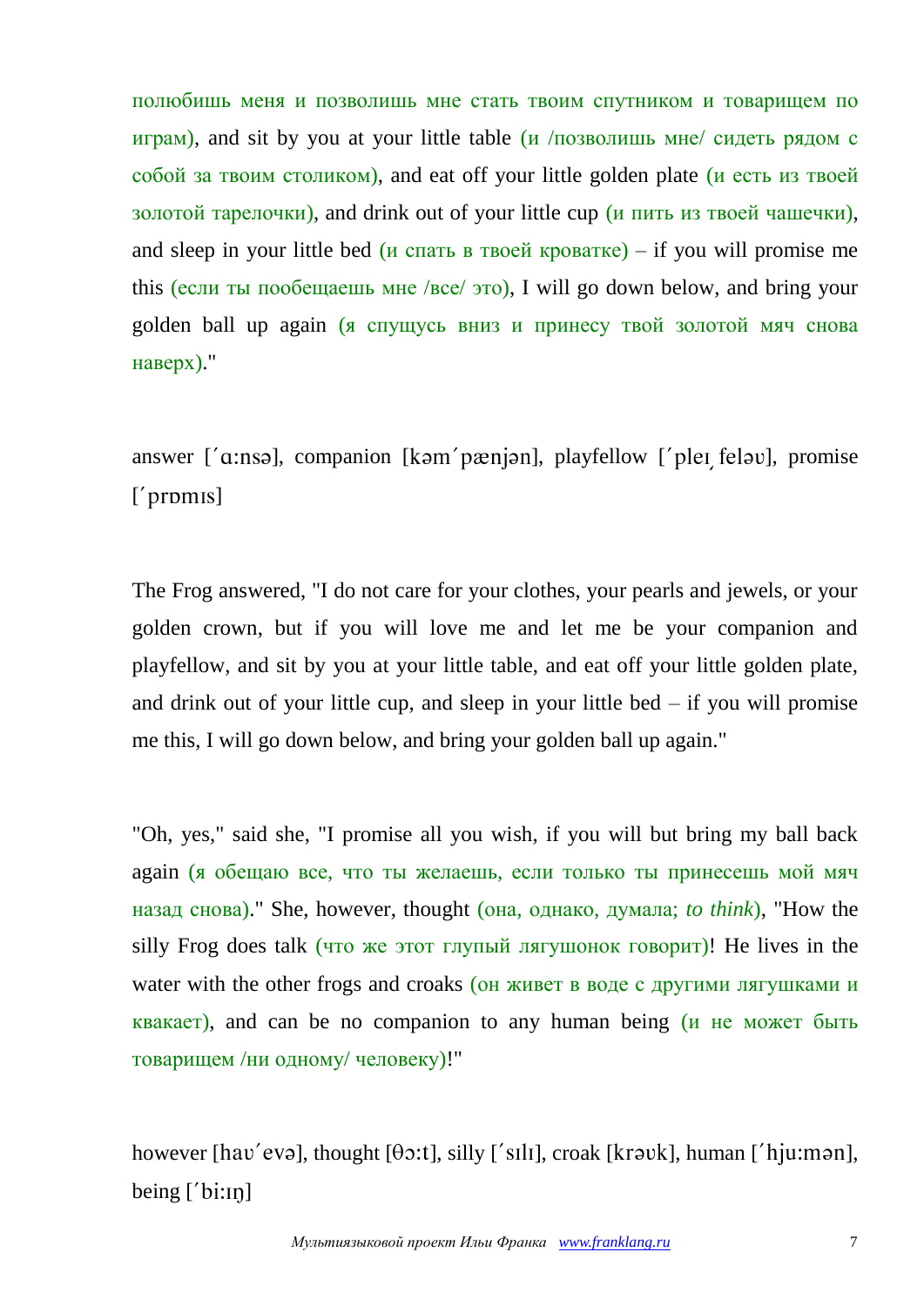полюбишь меня и позволишь мне стать твоим спутником и товарищем по играм), and sit by you at your little table (и /позволишь мне/ сидеть рядом с собой за твоим столиком), and eat off your little golden plate (и есть из твоей золотой тарелочки), and drink out of your little cup (и пить из твоей чашечки), and sleep in your little bed (и спать в твоей кроватке) – if you will promise me this (если ты пообещаешь мне /все/ это), I will go down below, and bring your golden ball up again (я спущусь вниз и принесу твой золотой мяч снова наверх)."

answer [ˊɑ:nsə], companion [kəmˊpænjən], playfellow [ˊpleɪˏfeləʊ], promise [ˊprɒmɪs]

The Frog answered, "I do not care for your clothes, your pearls and jewels, or your golden crown, but if you will love me and let me be your companion and playfellow, and sit by you at your little table, and eat off your little golden plate, and drink out of your little cup, and sleep in your little bed – if you will promise me this, I will go down below, and bring your golden ball up again."

"Oh, yes," said she, "I promise all you wish, if you will but bring my ball back again (я обещаю все, что ты желаешь, если только ты принесешь мой мяч назад снова)." She, however, thought (она, однако, думала; *to think*), "How the silly Frog does talk (что же этот глупый лягушонок говорит)! He lives in the water with the other frogs and croaks (он живет в воде с другими лягушками и квакает), and can be no companion to any human being (и не может быть товарищем /ни одному/ человеку)!"

however [haʊˊevə], thought [θɔ:t], silly [ˊsɪlɪ], croak [krəʊk], human [ˊhju:mən], being [ˊbi:ɪŋ]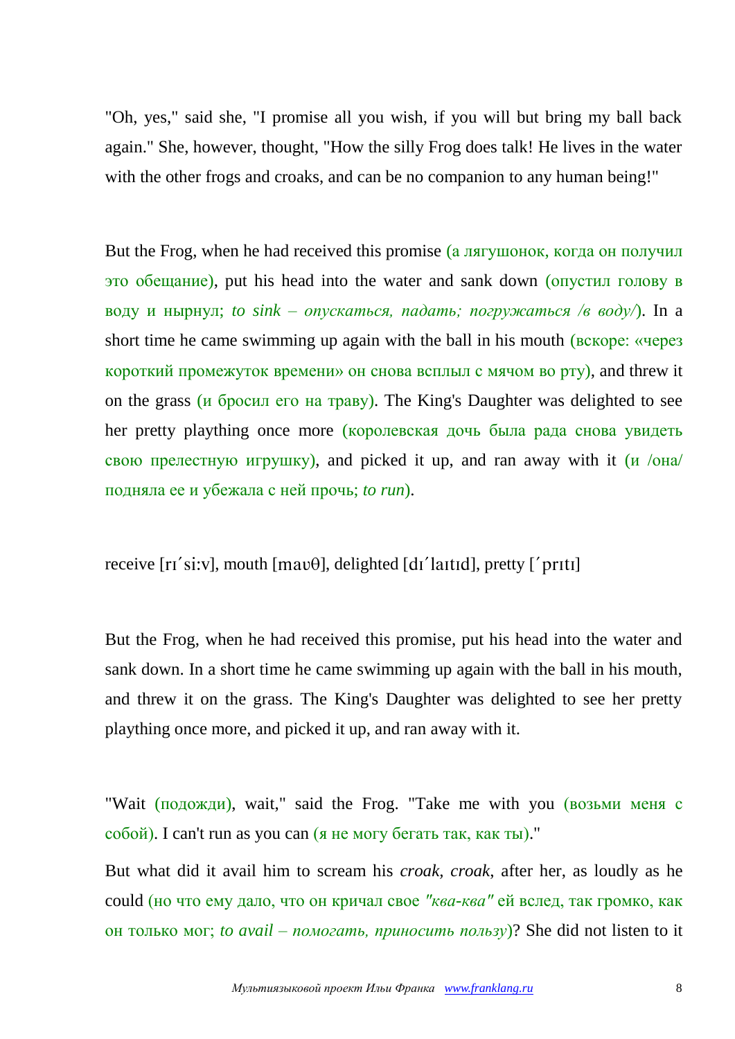"Oh, yes," said she, "I promise all you wish, if you will but bring my ball back again." She, however, thought, "How the silly Frog does talk! He lives in the water with the other frogs and croaks, and can be no companion to any human being!"

But the Frog, when he had received this promise (а лягушонок, когда он получил это обещание), put his head into the water and sank down (опустил голову в воду и нырнул; *to sink – опускаться, падать; погружаться /в воду/*). In a short time he came swimming up again with the ball in his mouth (вскоре: «через короткий промежуток времени» он снова всплыл с мячом во рту), and threw it on the grass (и бросил его на траву). The King's Daughter was delighted to see her pretty plaything once more (королевская дочь была рада снова увидеть свою прелестную игрушку), and picked it up, and ran away with it (и /она/ подняла ее и убежала с ней прочь; *to run*).

receive [rɪˊsi:v], mouth [maʊθ], delighted [dɪˊlaɪtɪd], pretty [ˊprɪtɪ]

But the Frog, when he had received this promise, put his head into the water and sank down. In a short time he came swimming up again with the ball in his mouth, and threw it on the grass. The King's Daughter was delighted to see her pretty plaything once more, and picked it up, and ran away with it.

"Wait (подожди), wait," said the Frog. "Take me with you (возьми меня с собой). I can't run as you can (я не могу бегать так, как ты)."

But what did it avail him to scream his *croak, croak*, after her, as loudly as he could (но что ему дало, что он кричал свое *"ква-ква"* ей вслед, так громко, как он только мог; *to avail – помогать, приносить пользу*)? She did not listen to it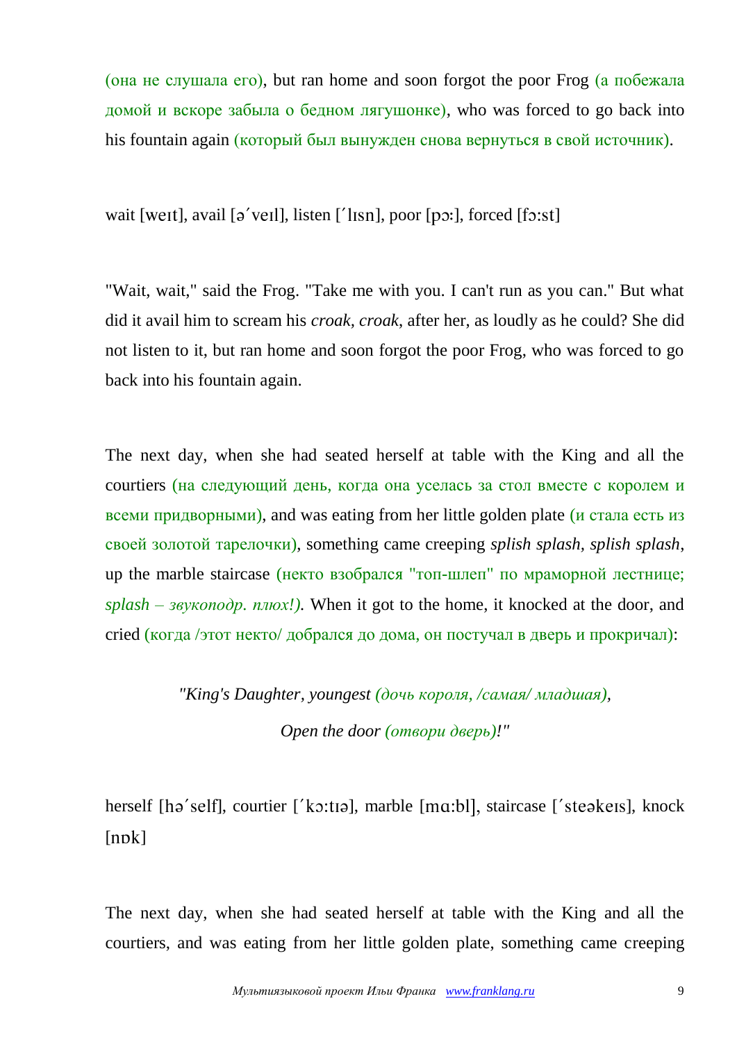(она не слушала его), but ran home and soon forgot the poor Frog (а побежала домой и вскоре забыла о бедном лягушонке), who was forced to go back into his fountain again (который был вынужден снова вернуться в свой источник).

wait [weɪt], avail [əˊveɪl], listen [ˊlɪsn], poor [pɔː], forced [fɔːst]

"Wait, wait," said the Frog. "Take me with you. I can't run as you can." But what did it avail him to scream his *croak, croak*, after her, as loudly as he could? She did not listen to it, but ran home and soon forgot the poor Frog, who was forced to go back into his fountain again.

The next day, when she had seated herself at table with the King and all the courtiers (на следующий день, когда она уселась за стол вместе с королем и всеми придворными), and was eating from her little golden plate (и стала есть из своей золотой тарелочки), something came creeping *splish splash, splish splash*, up the marble staircase (некто взобрался "топ-шлеп" по мраморной лестнице; *splash – звукоподр. плюх!)*. When it got to the home, it knocked at the door, and cried (когда /этот некто/ добрался до дома, он постучал в дверь и прокричал):

*"King's Daughter, youngest (дочь короля, /самая/ младшая),*

*Open the door (отвори дверь)!"*

herself [həˊself], courtier [ˊkɔːtɪə], marble [mɑːbl], staircase [ˊsteəkeɪs], knock [nɒk]

The next day, when she had seated herself at table with the King and all the courtiers, and was eating from her little golden plate, something came creeping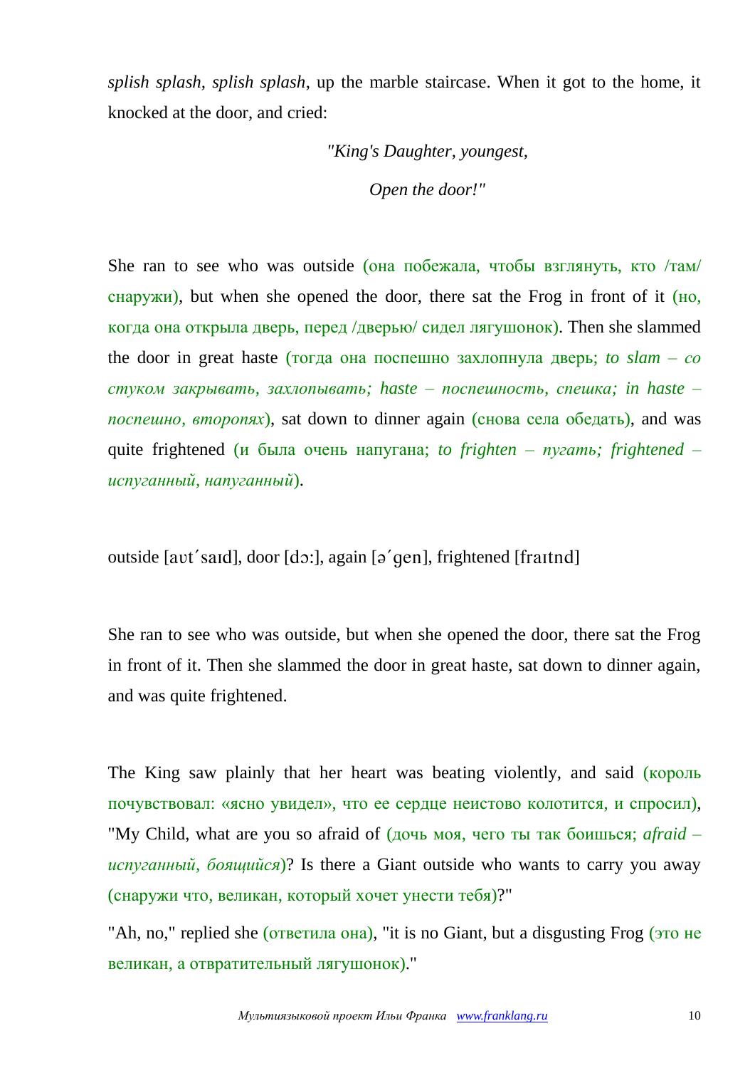*splish splash, splish splash,* up the marble staircase. When it got to the home, it knocked at the door, and cried:

*"King's Daughter, youngest,*

*Open the door!"*

She ran to see who was outside (она побежала, чтобы взглянуть, кто /там/ снаружи), but when she opened the door, there sat the Frog in front of it (но, когда она открыла дверь, перед /дверью/ сидел лягушонок). Then she slammed the door in great haste (тогда она поспешно захлопнула дверь; *to slam – со стуком закрывать, захлопывать; haste – поспешность, спешка; in haste – поспешно, второпях*), sat down to dinner again (снова села обедать), and was quite frightened (и была очень напугана; *to frighten – пугать; frightened – испуганный, напуганный*).

outside [aʊt´saɪd], door [dɔ:], again [ə´gen], frightened [fraɪtnd]

She ran to see who was outside, but when she opened the door, there sat the Frog in front of it. Then she slammed the door in great haste, sat down to dinner again, and was quite frightened.

The King saw plainly that her heart was beating violently, and said (король почувствовал: «ясно увидел», что ее сердце неистово колотится, и спросил), "My Child, what are you so afraid of (дочь моя, чего ты так боишься; *afraid – испуганный, боящийся*)? Is there a Giant outside who wants to carry you away (снаружи что, великан, который хочет унести тебя)?"

"Ah, no," replied she (ответила она), "it is no Giant, but a disgusting Frog (это не великан, а отвратительный лягушонок)."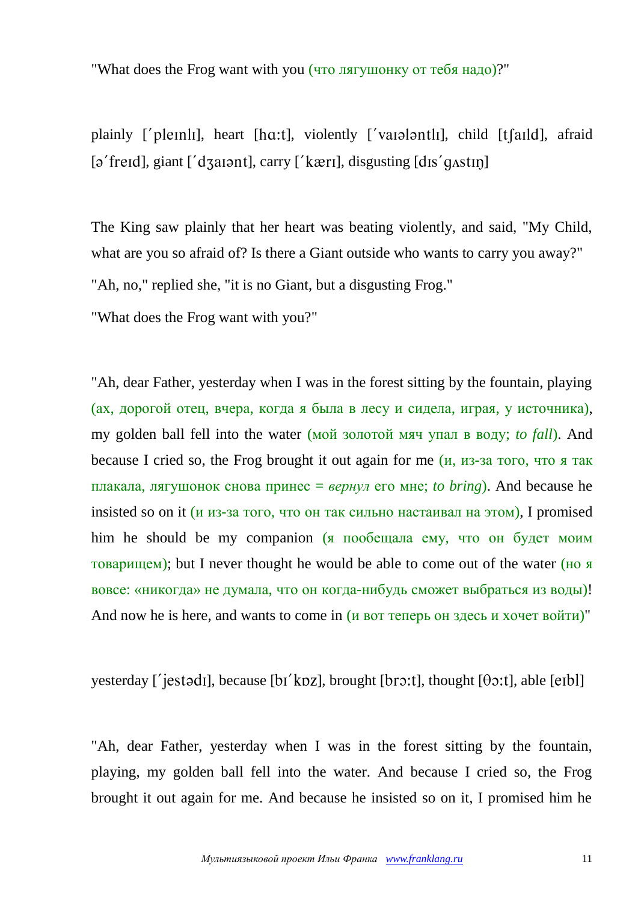"What does the Frog want with you (что лягушонку от тебя надо)?"

plainly [ˊpleɪnlɪ], heart [hɑ:t], violently [ˊvaɪələntlɪ], child [tʃaɪld], afraid [əˊfreɪd], giant [ˊdʒaɪənt], carry [ˊkærɪ], disgusting [dɪsˊgʌstɪŋ]

The King saw plainly that her heart was beating violently, and said, "My Child, what are you so afraid of? Is there a Giant outside who wants to carry you away?"

"Ah, no," replied she, "it is no Giant, but a disgusting Frog."

"What does the Frog want with you?"

"Ah, dear Father, yesterday when I was in the forest sitting by the fountain, playing (ах, дорогой отец, вчера, когда я была в лесу и сидела, играя, у источника), my golden ball fell into the water (мой золотой мяч упал в воду; *to fall*). And because I cried so, the Frog brought it out again for me (и, из-за того, что я так плакала, лягушонок снова принес = *вернул* его мне; *to bring*). And because he insisted so on it (и из-за того, что он так сильно настаивал на этом), I promised him he should be my companion (я пообещала ему, что он будет моим товарищем); but I never thought he would be able to come out of the water (но я вовсе: «никогда» не думала, что он когда-нибудь сможет выбраться из воды)! And now he is here, and wants to come in (и вот теперь он здесь и хочет войти)"

yesterday [ˊjestədɪ], because [bɪˊkɒz], brought [brɔ:t], thought [θɔ:t], able [eɪbl]

"Ah, dear Father, yesterday when I was in the forest sitting by the fountain, playing, my golden ball fell into the water. And because I cried so, the Frog brought it out again for me. And because he insisted so on it, I promised him he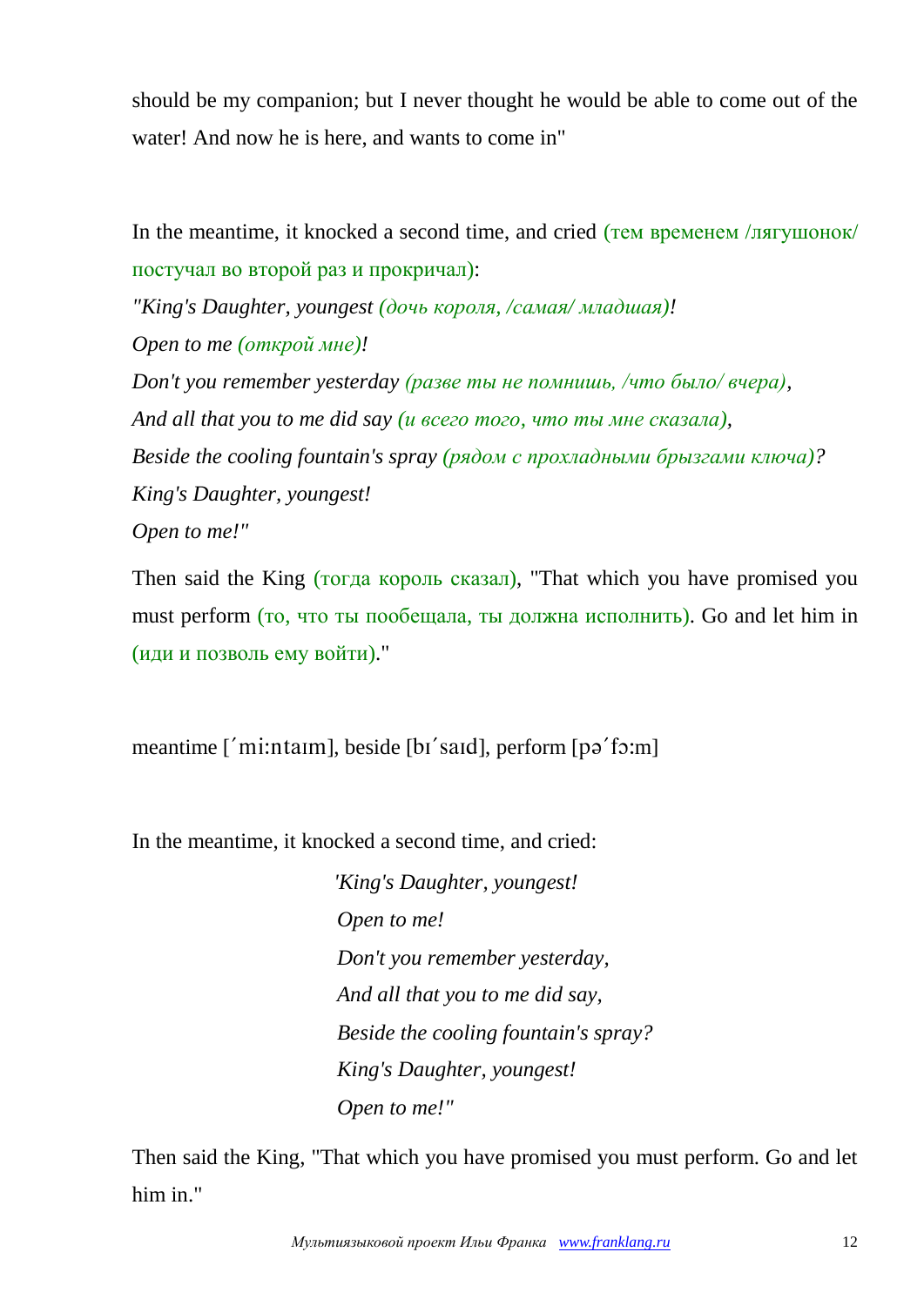should be my companion; but I never thought he would be able to come out of the water! And now he is here, and wants to come in"

In the meantime, it knocked a second time, and cried (тем временем /лягушонок/ постучал во второй раз и прокричал):

*"King's Daughter, youngest (дочь короля, /самая/ младшая)!*
*Open to me (открой мне)!*
*Don't you remember yesterday (разве ты не помнишь, /что было/ вчера),*
*And all that you to me did say (и всего того, что ты мне сказала),*
*Beside the cooling fountain's spray (рядом с прохладными брызгами ключа)?*
*King's Daughter, youngest!*
*Open to me!"*

Then said the King (тогда король сказал), "That which you have promised you must perform (то, что ты пообещала, ты должна исполнить). Go and let him in (иди и позволь ему войти)."

meantime [ˊmi:ntaɪm], beside [bɪˊsaɪd], perform [pəˊfɔ:m]

In the meantime, it knocked a second time, and cried:

> *'King's Daughter, youngest!*
> *Open to me!*
> *Don't you remember yesterday,*
> *And all that you to me did say,*
> *Beside the cooling fountain's spray?*
> *King's Daughter, youngest!*
> *Open to me!"*

Then said the King, "That which you have promised you must perform. Go and let him in."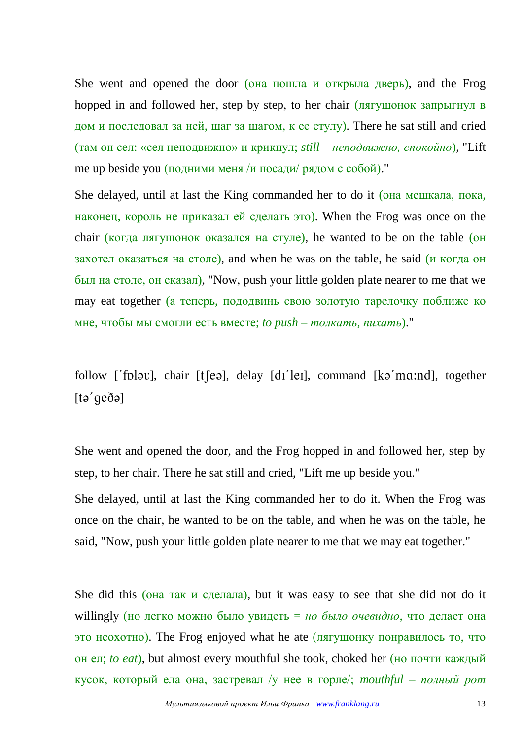She went and opened the door (она пошла и открыла дверь), and the Frog hopped in and followed her, step by step, to her chair (лягушонок запрыгнул в дом и последовал за ней, шаг за шагом, к ее стулу). There he sat still and cried (там он сел: «сел неподвижно» и крикнул; *still – неподвижно, спокойно*), "Lift me up beside you (подними меня /и посади/ рядом с собой)."

She delayed, until at last the King commanded her to do it (она мешкала, пока, наконец, король не приказал ей сделать это). When the Frog was once on the chair (когда лягушонок оказался на стуле), he wanted to be on the table (он захотел оказаться на столе), and when he was on the table, he said (и когда он был на столе, он сказал), "Now, push your little golden plate nearer to me that we may eat together (а теперь, пододвинь свою золотую тарелочку поближе ко мне, чтобы мы смогли есть вместе; *to push – толкать, пихать*)."

follow [ˊfɒləʊ], chair [tʃeə], delay [dɪˊleɪ], command [kəˊmɑːnd], together [təˊgeðə]

She went and opened the door, and the Frog hopped in and followed her, step by step, to her chair. There he sat still and cried, "Lift me up beside you."

She delayed, until at last the King commanded her to do it. When the Frog was once on the chair, he wanted to be on the table, and when he was on the table, he said, "Now, push your little golden plate nearer to me that we may eat together."

She did this (она так и сделала), but it was easy to see that she did not do it willingly (но легко можно было увидеть = *но было очевидно*, что делает она это неохотно). The Frog enjoyed what he ate (лягушонку понравилось то, что он ел; *to eat*), but almost every mouthful she took, choked her (но почти каждый кусок, который ела она, застревал /у нее в горле/; *mouthful – полный рот*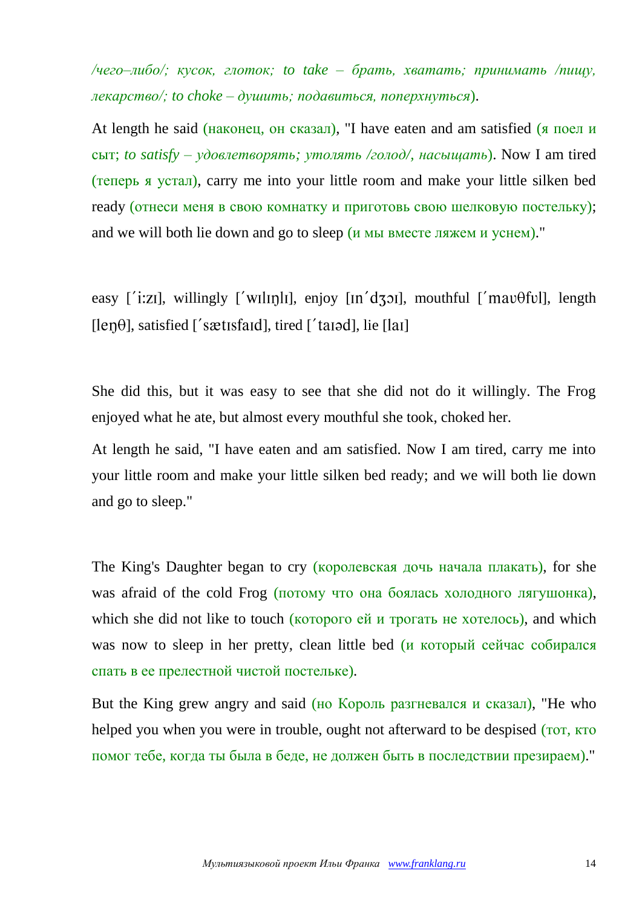*/чего–либо/; кусок, глоток; to take – брать, хватать; принимать /пищу, лекарство/; to choke – душить; подавиться, поперхнуться*).

At length he said (наконец, он сказал), "I have eaten and am satisfied (я поел и сыт; *to satisfy – удовлетворять; утолять /голод/, насыщать*). Now I am tired (теперь я устал), carry me into your little room and make your little silken bed ready (отнеси меня в свою комнатку и приготовь свою шелковую постельку); and we will both lie down and go to sleep (и мы вместе ляжем и уснем)."

easy [΄i:zɪ], willingly [΄wɪlɪŋlɪ], enjoy [ɪn΄ʤɔɪ], mouthful [΄maʊθfʊl], length [leŋθ], satisfied [΄sætɪsfaɪd], tired [΄taɪəd], lie [laɪ]

She did this, but it was easy to see that she did not do it willingly. The Frog enjoyed what he ate, but almost every mouthful she took, choked her.

At length he said, "I have eaten and am satisfied. Now I am tired, carry me into your little room and make your little silken bed ready; and we will both lie down and go to sleep."

The King's Daughter began to cry (королевская дочь начала плакать), for she was afraid of the cold Frog (потому что она боялась холодного лягушонка), which she did not like to touch (которого ей и трогать не хотелось), and which was now to sleep in her pretty, clean little bed (и который сейчас собирался спать в ее прелестной чистой постельке).

But the King grew angry and said (но Король разгневался и сказал), "He who helped you when you were in trouble, ought not afterward to be despised (тот, кто помог тебе, когда ты была в беде, не должен быть в последствии презираем)."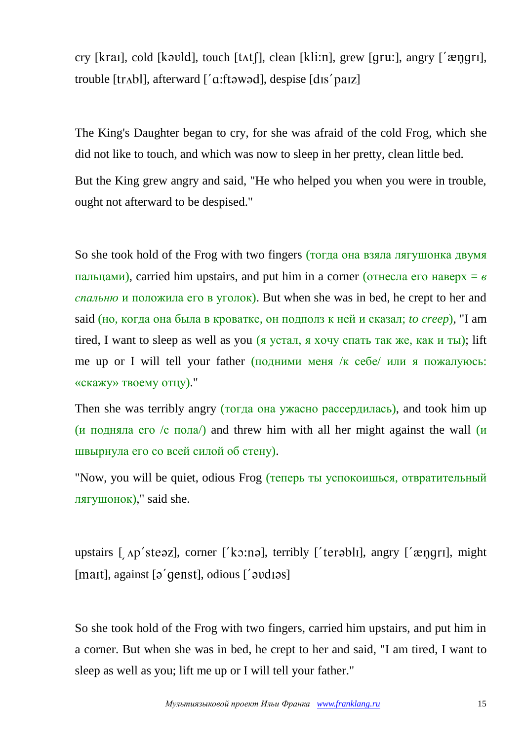cry [kraɪ], cold [kəʊld], touch [tʌtʃ], clean [kli:n], grew [ɡru:], angry [ˊæŋɡrɪ], trouble [trʌbl], afterward [ˊɑ:ftəwəd], despise [dɪsˊpaɪz]

The King's Daughter began to cry, for she was afraid of the cold Frog, which she did not like to touch, and which was now to sleep in her pretty, clean little bed.

But the King grew angry and said, "He who helped you when you were in trouble, ought not afterward to be despised."

So she took hold of the Frog with two fingers (тогда она взяла лягушонка двумя пальцами), carried him upstairs, and put him in a corner (отнесла его наверх = *в спальню* и положила его в уголок). But when she was in bed, he crept to her and said (но, когда она была в кроватке, он подполз к ней и сказал; *to creep*), "I am tired, I want to sleep as well as you (я устал, я хочу спать так же, как и ты); lift me up or I will tell your father (подними меня /к себе/ или я пожалуюсь: «скажу» твоему отцу)."

Then she was terribly angry (тогда она ужасно рассердилась), and took him up (и подняла его /с пола/) and threw him with all her might against the wall (и швырнула его со всей силой об стену).

"Now, you will be quiet, odious Frog (теперь ты успокоишься, отвратительный лягушонок)," said she.

upstairs [ˏʌpˊsteəz], corner [ˊkɔ:nə], terribly [ˊterəblɪ], angry [ˊæŋɡrɪ], might [maɪt], against [əˊɡenst], odious [ˊəʊdɪəs]

So she took hold of the Frog with two fingers, carried him upstairs, and put him in a corner. But when she was in bed, he crept to her and said, "I am tired, I want to sleep as well as you; lift me up or I will tell your father."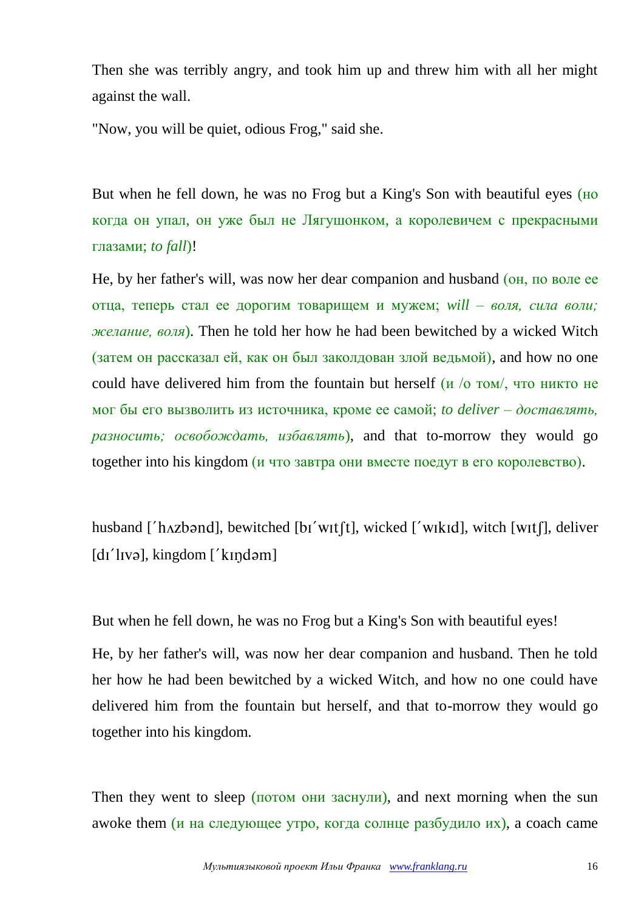Then she was terribly angry, and took him up and threw him with all her might against the wall.

"Now, you will be quiet, odious Frog," said she.

But when he fell down, he was no Frog but a King's Son with beautiful eyes (но когда он упал, он уже был не Лягушонком, а королевичем с прекрасными глазами; *to fall*)!

He, by her father's will, was now her dear companion and husband (он, по воле ее отца, теперь стал ее дорогим товарищем и мужем; *will – воля, сила воли; желание, воля*). Then he told her how he had been bewitched by a wicked Witch (затем он рассказал ей, как он был заколдован злой ведьмой), and how no one could have delivered him from the fountain but herself (и /о том/, что никто не мог бы его вызволить из источника, кроме ее самой; *to deliver – доставлять, разносить; освобождать, избавлять*), and that to-morrow they would go together into his kingdom (и что завтра они вместе поедут в его королевство).

husband [ˊhʌzbənd], bewitched [bɪˊwɪtʃt], wicked [ˊwɪkɪd], witch [wɪtʃ], deliver [dɪˊlɪvə], kingdom [ˊkɪŋdəm]

But when he fell down, he was no Frog but a King's Son with beautiful eyes!

He, by her father's will, was now her dear companion and husband. Then he told her how he had been bewitched by a wicked Witch, and how no one could have delivered him from the fountain but herself, and that to-morrow they would go together into his kingdom.

Then they went to sleep (потом они заснули), and next morning when the sun awoke them (и на следующее утро, когда солнце разбудило их), a coach came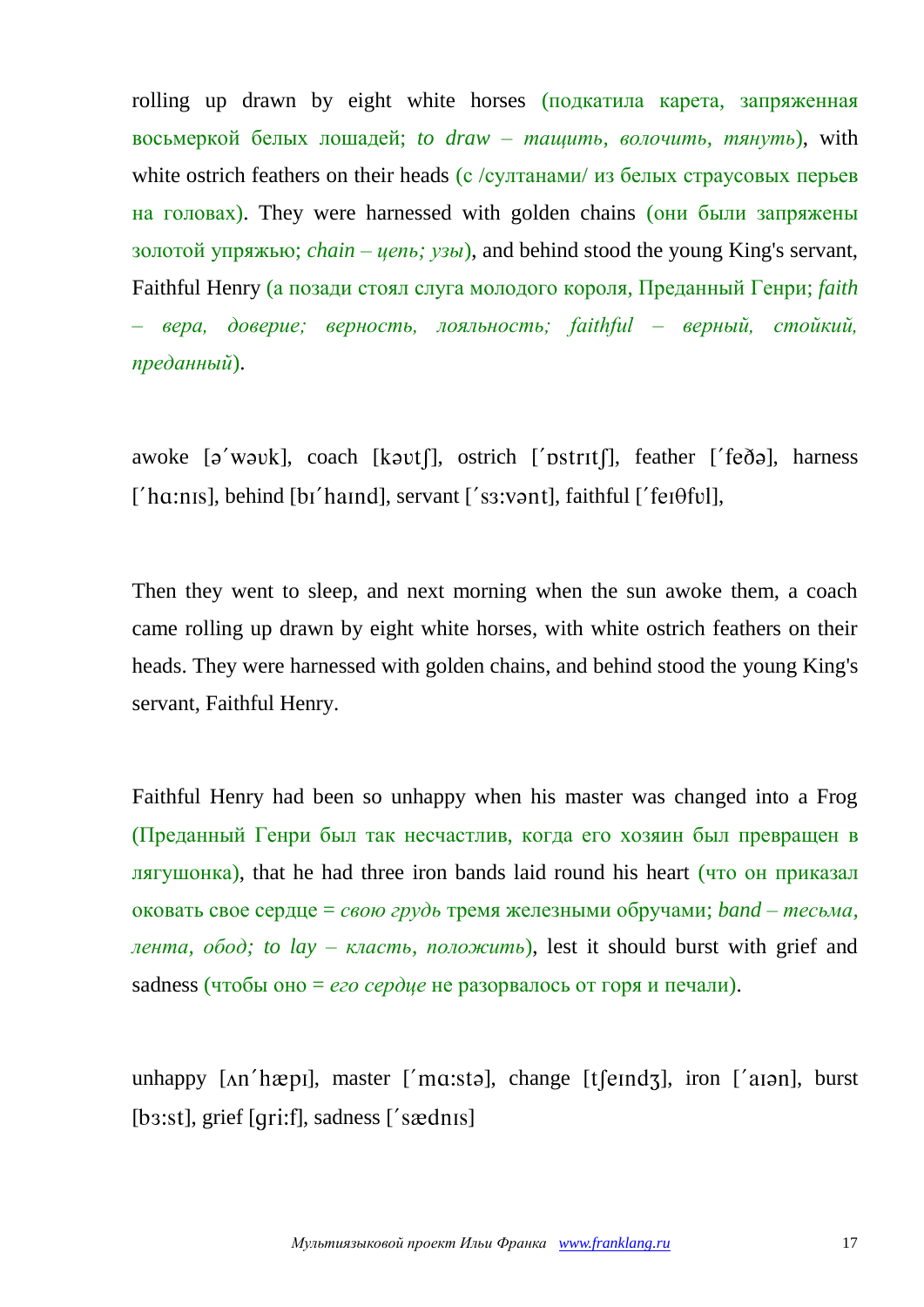rolling up drawn by eight white horses (подкатила карета, запряженная восьмеркой белых лошадей; *to draw – тащить, волочить, тянуть*), with white ostrich feathers on their heads (с /султанами/ из белых страусовых перьев на головах). They were harnessed with golden chains (они были запряжены золотой упряжью; *chain – цепь; узы*), and behind stood the young King's servant, Faithful Henry (а позади стоял слуга молодого короля, Преданный Генри; *faith – вера, доверие; верность, лояльность; faithful – верный, стойкий, преданный*).

awoke [əˊwəʊk], coach [kəʊtʃ], ostrich [ˊɒstrɪtʃ], feather [ˊfeðə], harness [ˊhɑ:nɪs], behind [bɪˊhaɪnd], servant [ˊsɜ:vənt], faithful [ˊfeɪθfʊl],

Then they went to sleep, and next morning when the sun awoke them, a coach came rolling up drawn by eight white horses, with white ostrich feathers on their heads. They were harnessed with golden chains, and behind stood the young King's servant, Faithful Henry.

Faithful Henry had been so unhappy when his master was changed into a Frog (Преданный Генри был так несчастлив, когда его хозяин был превращен в лягушонка), that he had three iron bands laid round his heart (что он приказал оковать свое сердце = *свою грудь* тремя железными обручами; *band – тесьма, лента, обод; to lay – класть, положить*), lest it should burst with grief and sadness (чтобы оно = *его сердце* не разорвалось от горя и печали).

unhappy [ʌnˊhæpɪ], master [ˊmɑ:stə], change [tʃeɪndʒ], iron [ˊaɪən], burst [bɜ:st], grief [gri:f], sadness [ˊsædnɪs]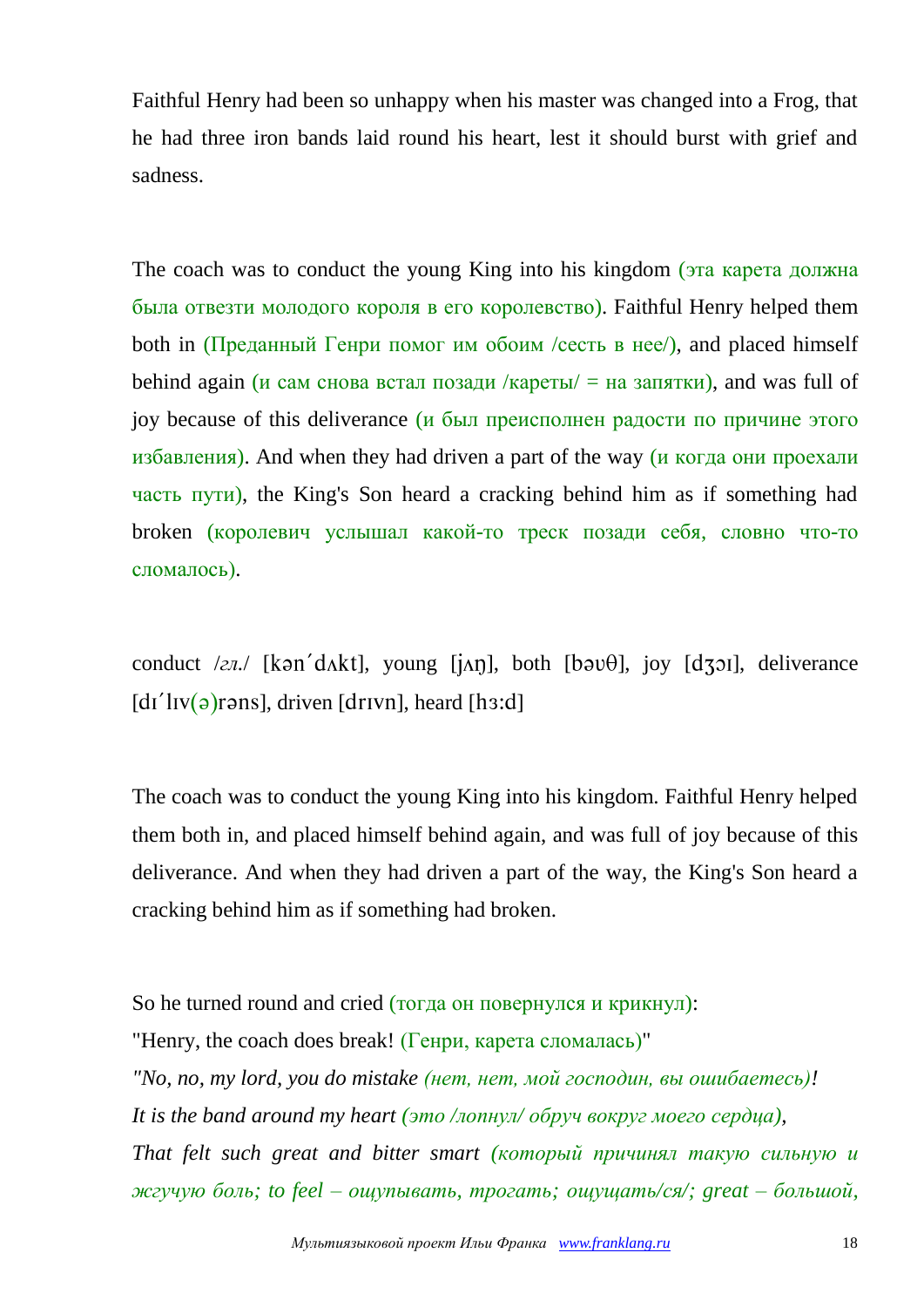Faithful Henry had been so unhappy when his master was changed into a Frog, that he had three iron bands laid round his heart, lest it should burst with grief and sadness.

The coach was to conduct the young King into his kingdom (эта карета должна была отвезти молодого короля в его королевство). Faithful Henry helped them both in (Преданный Генри помог им обоим /сесть в нее/), and placed himself behind again (и сам снова встал позади /кареты/ = на запятки), and was full of joy because of this deliverance (и был преисполнен радости по причине этого избавления). And when they had driven a part of the way (и когда они проехали часть пути), the King's Son heard a cracking behind him as if something had broken (королевич услышал какой-то треск позади себя, словно что-то сломалось).

conduct /*гл.*/ [kən΄dʌkt], young [jʌŋ], both [bəʊθ], joy [dʒɔɪ], deliverance [dɪ΄lɪv(ə)rəns], driven [drɪvn], heard [hɜːd]

The coach was to conduct the young King into his kingdom. Faithful Henry helped them both in, and placed himself behind again, and was full of joy because of this deliverance. And when they had driven a part of the way, the King's Son heard a cracking behind him as if something had broken.

So he turned round and cried (тогда он повернулся и крикнул):
"Henry, the coach does break! (Генри, карета сломалась)"
*"No, no, my lord, you do mistake (нет, нет, мой господин, вы ошибаетесь)!*
*It is the band around my heart (это /лопнул/ обруч вокруг моего сердца),*
*That felt such great and bitter smart (который причинял такую сильную и жгучую боль; to feel – ощупывать, трогать; ощущать/ся/; great – большой,*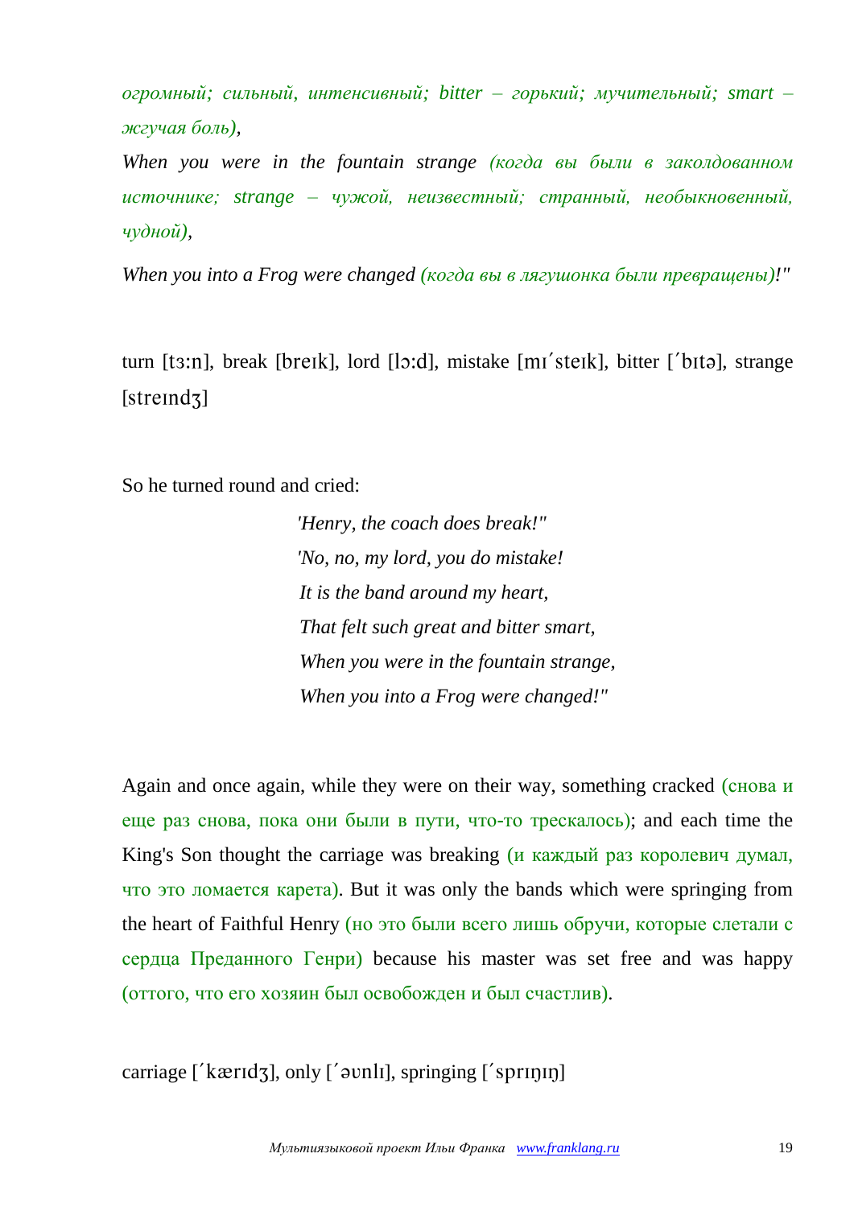*огромный; сильный, интенсивный; bitter – горький; мучительный; smart – жгучая боль),*

*When you were in the fountain strange (когда вы были в заколдованном источнике; strange – чужой, неизвестный; странный, необыкновенный, чудной),*

*When you into a Frog were changed (когда вы в лягушонка были превращены)!"*

turn [tɜ:n], break [breɪk], lord [lɔ:d], mistake [mɪˊsteɪk], bitter [ˊbɪtə], strange [streɪndʒ]

So he turned round and cried:

*'Henry, the coach does break!"*
*'No, no, my lord, you do mistake!*
*It is the band around my heart,*
*That felt such great and bitter smart,*
*When you were in the fountain strange,*
*When you into a Frog were changed!"*

Again and once again, while they were on their way, something cracked (снова и еще раз снова, пока они были в пути, что-то трескалось); and each time the King's Son thought the carriage was breaking (и каждый раз королевич думал, что это ломается карета). But it was only the bands which were springing from the heart of Faithful Henry (но это были всего лишь обручи, которые слетали с сердца Преданного Генри) because his master was set free and was happy (оттого, что его хозяин был освобожден и был счастлив).

carriage [ˊkærɪdʒ], only [ˊəʊnlɪ], springing [ˊsprɪŋɪŋ]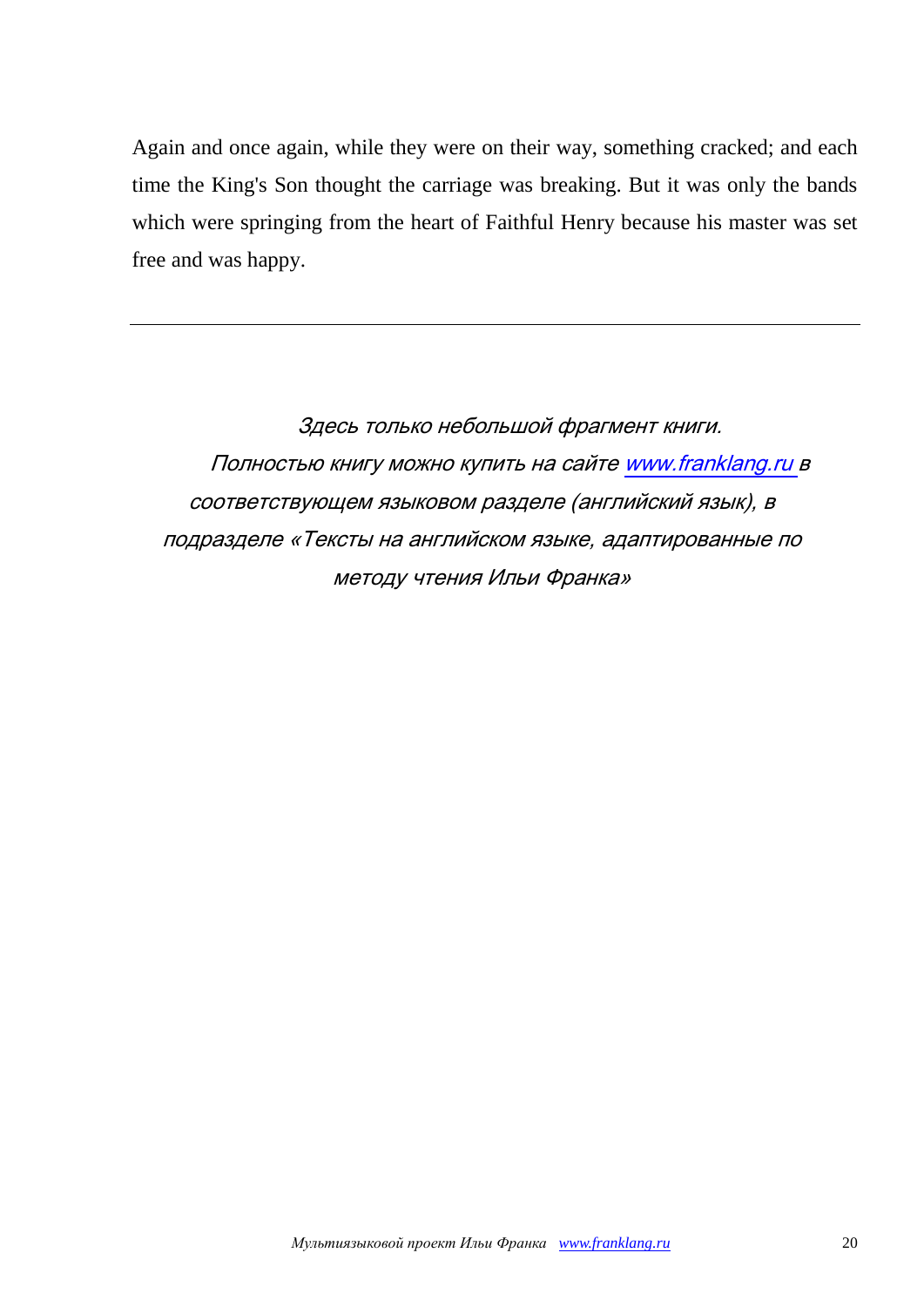Again and once again, while they were on their way, something cracked; and each time the King's Son thought the carriage was breaking. But it was only the bands which were springing from the heart of Faithful Henry because his master was set free and was happy.

---

*Здесь только небольшой фрагмент книги.*
*Полностью книгу можно купить на сайте [www.franklang.ru](http://www.franklang.ru) в соответствующем языковом разделе (английский язык), в подразделе «Тексты на английском языке, адаптированные по методу чтения Ильи Франка»*